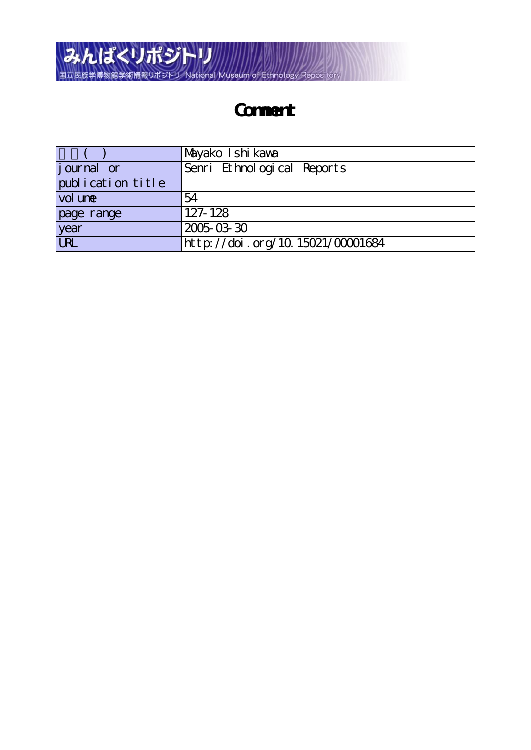みんぱくリポジトリ

国立民族学博物館学術情報リポジトリ National Museum of Ethnology Repository

# Comment

| 著者(　) | Mayako Ishikawa |
|---|---|
| journal or publication title | Senri Ethnological Reports |
| volume | 54 |
| page range | 127-128 |
| year | 2005-03-30 |
| URL | http://doi.org/10.15021/00001684 |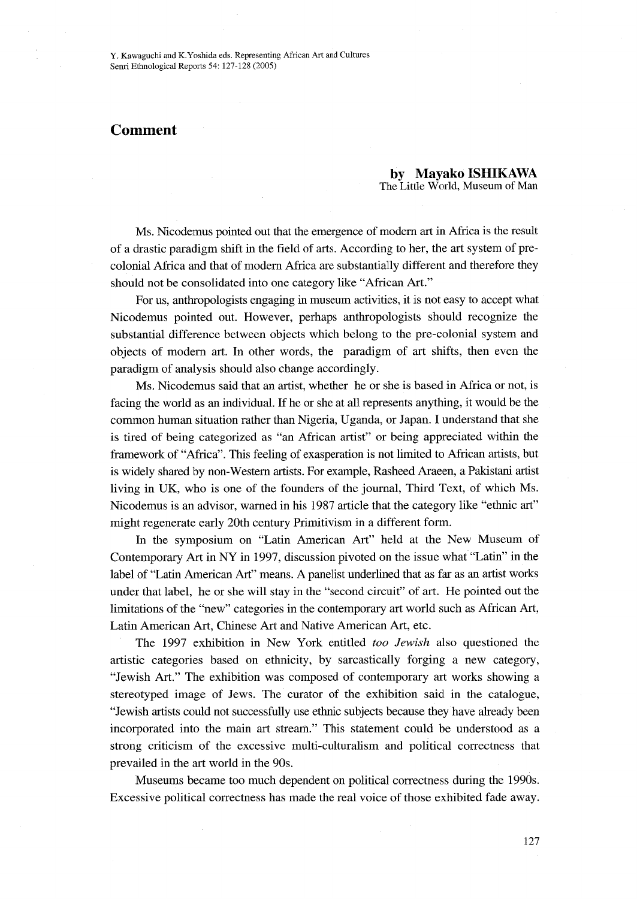# Comment

**by Mayako ISHIKAWA**
The Little World, Museum of Man

Ms. Nicodemus pointed out that the emergence of modern art in Africa is the result of a drastic paradigm shift in the field of arts. According to her, the art system of pre-colonial Africa and that of modern Africa are substantially different and therefore they should not be consolidated into one category like "African Art."

For us, anthropologists engaging in museum activities, it is not easy to accept what Nicodemus pointed out. However, perhaps anthropologists should recognize the substantial difference between objects which belong to the pre-colonial system and objects of modern art. In other words, the paradigm of art shifts, then even the paradigm of analysis should also change accordingly.

Ms. Nicodemus said that an artist, whether he or she is based in Africa or not, is facing the world as an individual. If he or she at all represents anything, it would be the common human situation rather than Nigeria, Uganda, or Japan. I understand that she is tired of being categorized as "an African artist" or being appreciated within the framework of "Africa". This feeling of exasperation is not limited to African artists, but is widely shared by non-Western artists. For example, Rasheed Araeen, a Pakistani artist living in UK, who is one of the founders of the journal, Third Text, of which Ms. Nicodemus is an advisor, warned in his 1987 article that the category like "ethnic art" might regenerate early 20th century Primitivism in a different form.

In the symposium on "Latin American Art" held at the New Museum of Contemporary Art in NY in 1997, discussion pivoted on the issue what "Latin" in the label of "Latin American Art" means. A panelist underlined that as far as an artist works under that label, he or she will stay in the "second circuit" of art. He pointed out the limitations of the "new" categories in the contemporary art world such as African Art, Latin American Art, Chinese Art and Native American Art, etc.

The 1997 exhibition in New York entitled *too Jewish* also questioned the artistic categories based on ethnicity, by sarcastically forging a new category, "Jewish Art." The exhibition was composed of contemporary art works showing a stereotyped image of Jews. The curator of the exhibition said in the catalogue, "Jewish artists could not successfully use ethnic subjects because they have already been incorporated into the main art stream." This statement could be understood as a strong criticism of the excessive multi-culturalism and political correctness that prevailed in the art world in the 90s.

Museums became too much dependent on political correctness during the 1990s. Excessive political correctness has made the real voice of those exhibited fade away.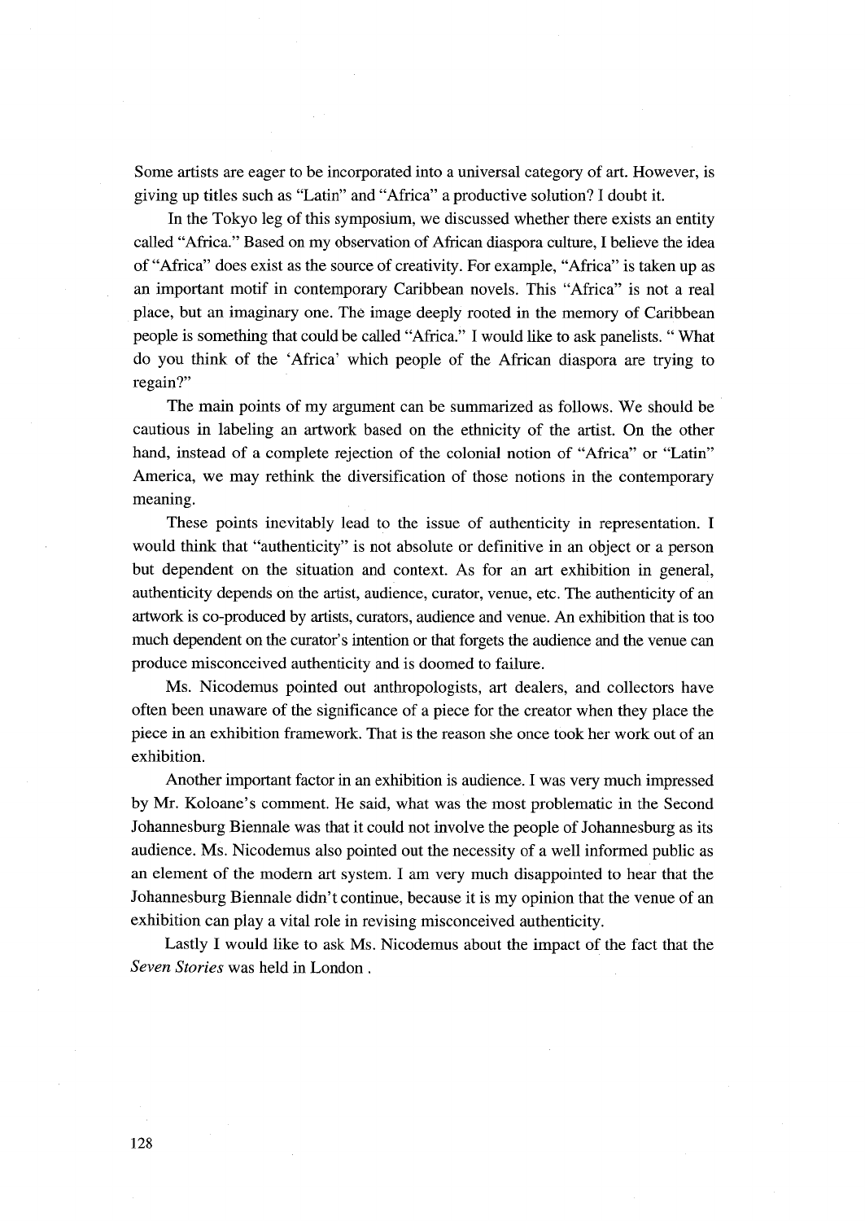Some artists are eager to be incorporated into a universal category of art. However, is giving up titles such as "Latin" and "Africa" a productive solution? I doubt it.

In the Tokyo leg of this symposium, we discussed whether there exists an entity called "Africa." Based on my observation of African diaspora culture, I believe the idea of "Africa" does exist as the source of creativity. For example, "Africa" is taken up as an important motif in contemporary Caribbean novels. This "Africa" is not a real place, but an imaginary one. The image deeply rooted in the memory of Caribbean people is something that could be called "Africa." I would like to ask panelists. " What do you think of the 'Africa' which people of the African diaspora are trying to regain?"

The main points of my argument can be summarized as follows. We should be cautious in labeling an artwork based on the ethnicity of the artist. On the other hand, instead of a complete rejection of the colonial notion of "Africa" or "Latin" America, we may rethink the diversification of those notions in the contemporary meaning.

These points inevitably lead to the issue of authenticity in representation. I would think that "authenticity" is not absolute or definitive in an object or a person but dependent on the situation and context. As for an art exhibition in general, authenticity depends on the artist, audience, curator, venue, etc. The authenticity of an artwork is co-produced by artists, curators, audience and venue. An exhibition that is too much dependent on the curator's intention or that forgets the audience and the venue can produce misconceived authenticity and is doomed to failure.

Ms. Nicodemus pointed out anthropologists, art dealers, and collectors have often been unaware of the significance of a piece for the creator when they place the piece in an exhibition framework. That is the reason she once took her work out of an exhibition.

Another important factor in an exhibition is audience. I was very much impressed by Mr. Koloane's comment. He said, what was the most problematic in the Second Johannesburg Biennale was that it could not involve the people of Johannesburg as its audience. Ms. Nicodemus also pointed out the necessity of a well informed public as an element of the modern art system. I am very much disappointed to hear that the Johannesburg Biennale didn't continue, because it is my opinion that the venue of an exhibition can play a vital role in revising misconceived authenticity.

Lastly I would like to ask Ms. Nicodemus about the impact of the fact that the *Seven Stories* was held in London .